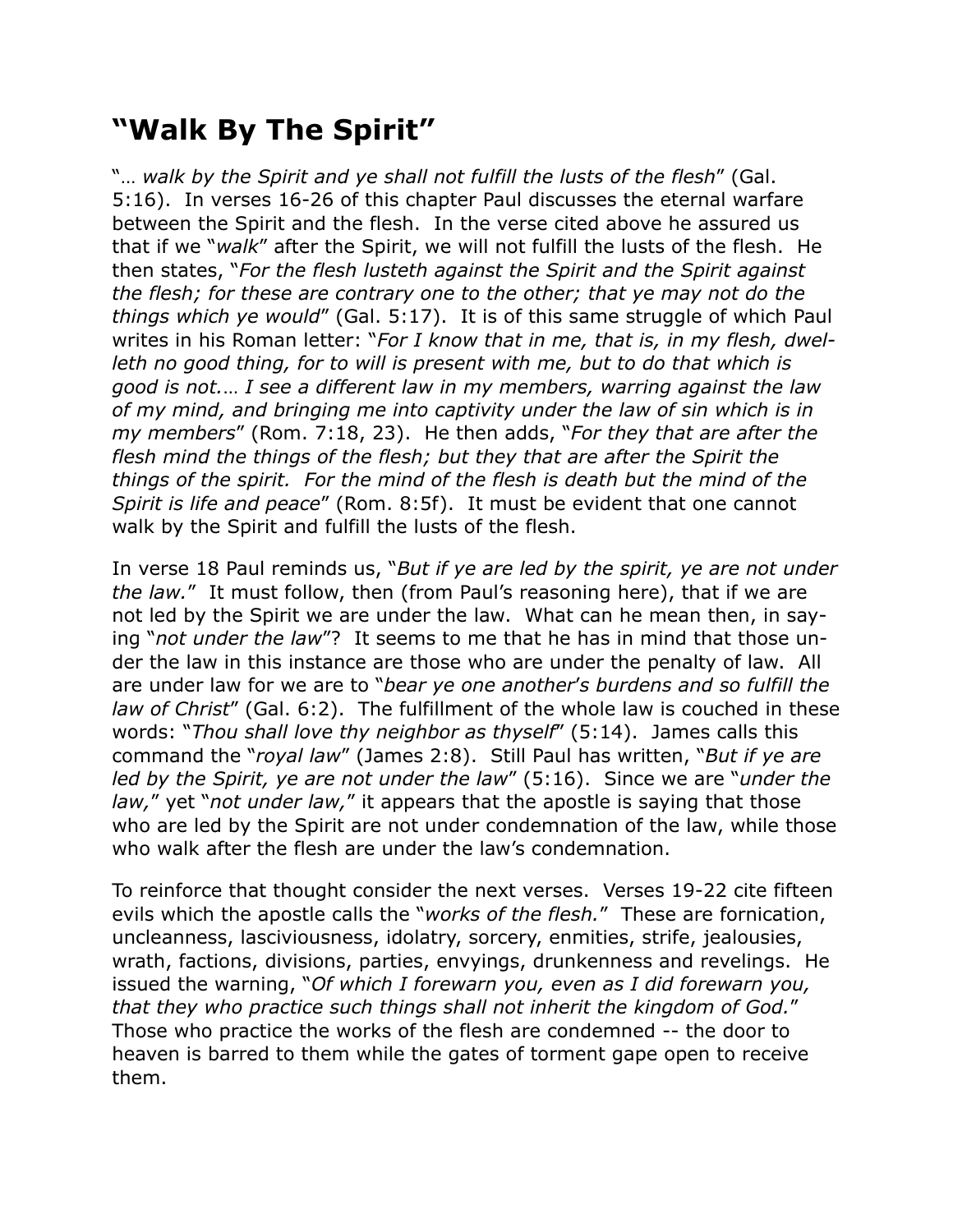# "Walk By The Spirit"

"… *walk by the Spirit and ye shall not fulfill the lusts of the flesh*" (Gal. 5:16). In verses 16-26 of this chapter Paul discusses the eternal warfare between the Spirit and the flesh. In the verse cited above he assured us that if we "*walk*" after the Spirit, we will not fulfill the lusts of the flesh. He then states, "*For the flesh lusteth against the Spirit and the Spirit against the flesh; for these are contrary one to the other; that ye may not do the things which ye would*" (Gal. 5:17). It is of this same struggle of which Paul writes in his Roman letter: "*For I know that in me, that is, in my flesh, dwelleth no good thing, for to will is present with me, but to do that which is good is not.… I see a different law in my members, warring against the law of my mind, and bringing me into captivity under the law of sin which is in my members*" (Rom. 7:18, 23). He then adds, "*For they that are after the flesh mind the things of the flesh; but they that are after the Spirit the things of the spirit. For the mind of the flesh is death but the mind of the Spirit is life and peace*" (Rom. 8:5f). It must be evident that one cannot walk by the Spirit and fulfill the lusts of the flesh.

In verse 18 Paul reminds us, "*But if ye are led by the spirit, ye are not under the law.*" It must follow, then (from Paul's reasoning here), that if we are not led by the Spirit we are under the law. What can he mean then, in saying "*not under the law*"? It seems to me that he has in mind that those under the law in this instance are those who are under the penalty of law. All are under law for we are to "*bear ye one another's burdens and so fulfill the law of Christ*" (Gal. 6:2). The fulfillment of the whole law is couched in these words: "*Thou shall love thy neighbor as thyself*" (5:14). James calls this command the "*royal law*" (James 2:8). Still Paul has written, "*But if ye are led by the Spirit, ye are not under the law*" (5:16). Since we are "*under the law,*" yet "*not under law,*" it appears that the apostle is saying that those who are led by the Spirit are not under condemnation of the law, while those who walk after the flesh are under the law's condemnation.

To reinforce that thought consider the next verses. Verses 19-22 cite fifteen evils which the apostle calls the "*works of the flesh.*" These are fornication, uncleanness, lasciviousness, idolatry, sorcery, enmities, strife, jealousies, wrath, factions, divisions, parties, envyings, drunkenness and revelings. He issued the warning, "*Of which I forewarn you, even as I did forewarn you, that they who practice such things shall not inherit the kingdom of God.*" Those who practice the works of the flesh are condemned -- the door to heaven is barred to them while the gates of torment gape open to receive them.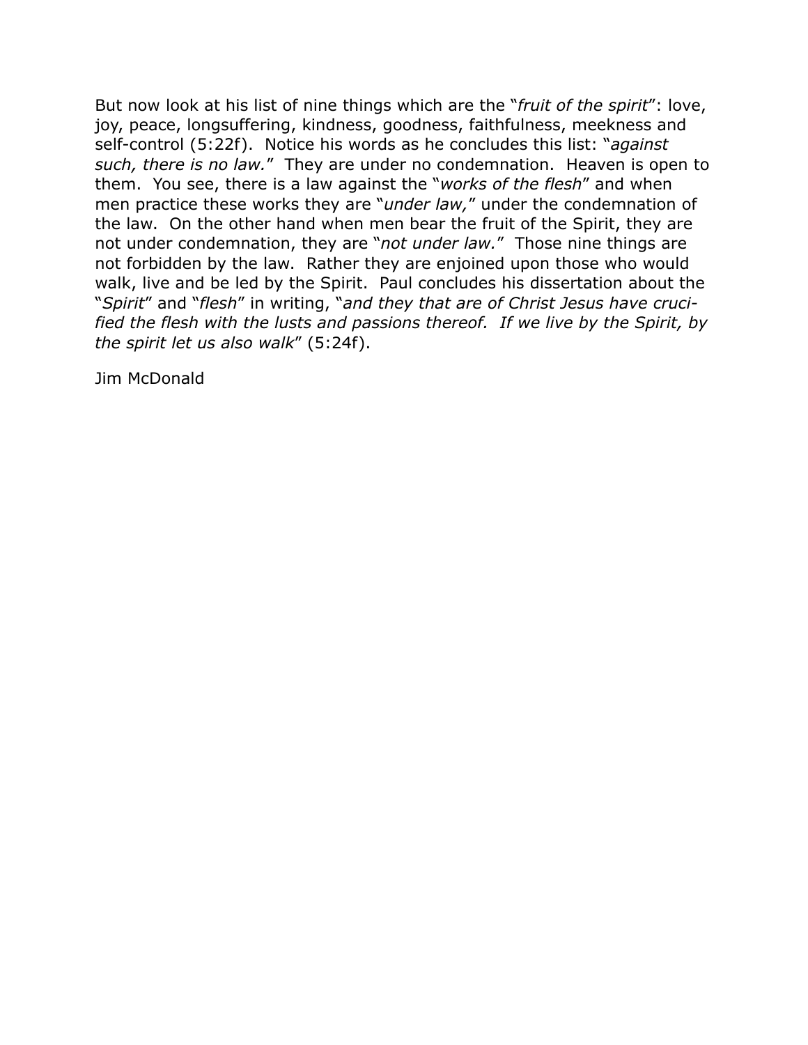But now look at his list of nine things which are the "*fruit of the spirit*": love, joy, peace, longsuffering, kindness, goodness, faithfulness, meekness and self-control (5:22f). Notice his words as he concludes this list: "*against such, there is no law.*" They are under no condemnation. Heaven is open to them. You see, there is a law against the "*works of the flesh*" and when men practice these works they are "*under law,*" under the condemnation of the law. On the other hand when men bear the fruit of the Spirit, they are not under condemnation, they are "*not under law.*" Those nine things are not forbidden by the law. Rather they are enjoined upon those who would walk, live and be led by the Spirit. Paul concludes his dissertation about the "*Spirit*" and "*flesh*" in writing, "*and they that are of Christ Jesus have crucified the flesh with the lusts and passions thereof. If we live by the Spirit, by the spirit let us also walk*" (5:24f).

Jim McDonald